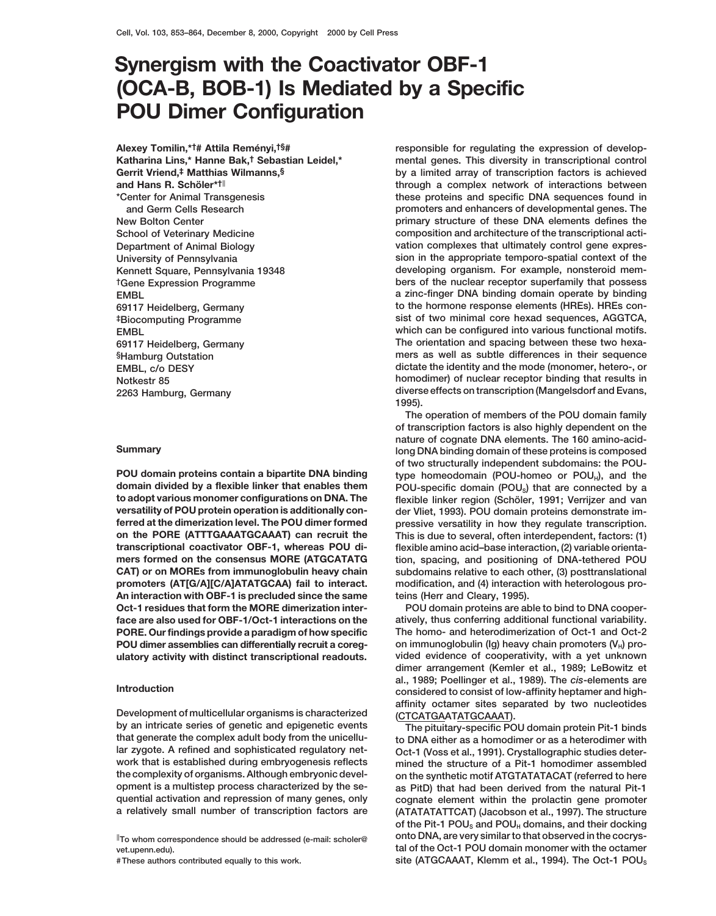# Synergism with the Coactivator OBF-1 (OCA-B, BOB-1) Is Mediated by a Specific POU Dimer Configuration

**Alexey Tomilin,*†# Attila Reményi,†§# Katharina Lins,* Hanne Bak,† Sebastian Leidel,* Gerrit Vriend,‡ Matthias Wilmanns,§ and Hans R. Schöler*†‖**

*Center for Animal Transgenesis and Germ Cells Research
New Bolton Center
School of Veterinary Medicine
Department of Animal Biology
University of Pennsylvania
Kennett Square, Pennsylvania 19348

†Gene Expression Programme
EMBL
69117 Heidelberg, Germany

‡Biocomputing Programme
EMBL
69117 Heidelberg, Germany

§Hamburg Outstation
EMBL, c/o DESY
Notkestr 85
2263 Hamburg, Germany

## Summary

**POU domain proteins contain a bipartite DNA binding domain divided by a flexible linker that enables them to adopt various monomer configurations on DNA. The versatility of POU protein operation is additionally conferred at the dimerization level. The POU dimer formed on the PORE (ATTTGAAATGCAAAT) can recruit the transcriptional coactivator OBF-1, whereas POU dimers formed on the consensus MORE (ATGCATATG CAT) or on MOREs from immunoglobulin heavy chain promoters (AT[G/A][C/A]ATATGCAA) fail to interact. An interaction with OBF-1 is precluded since the same Oct-1 residues that form the MORE dimerization interface are also used for OBF-1/Oct-1 interactions on the PORE. Our findings provide a paradigm of how specific POU dimer assemblies can differentially recruit a coregulatory activity with distinct transcriptional readouts.**

## Introduction

Development of multicellular organisms is characterized by an intricate series of genetic and epigenetic events that generate the complex adult body from the unicellular zygote. A refined and sophisticated regulatory network that is established during embryogenesis reflects the complexity of organisms. Although embryonic development is a multistep process characterized by the sequential activation and repression of many genes, only a relatively small number of transcription factors are responsible for regulating the expression of developmental genes. This diversity in transcriptional control by a limited array of transcription factors is achieved through a complex network of interactions between these proteins and specific DNA sequences found in promoters and enhancers of developmental genes. The primary structure of these DNA elements defines the composition and architecture of the transcriptional activation complexes that ultimately control gene expression in the appropriate temporo-spatial context of the developing organism. For example, nonsteroid members of the nuclear receptor superfamily that possess a zinc-finger DNA binding domain operate by binding to the hormone response elements (HREs). HREs consist of two minimal core hexad sequences, AGGTCA, which can be configured into various functional motifs. The orientation and spacing between these two hexamers as well as subtle differences in their sequence dictate the identity and the mode (monomer, hetero-, or homodimer) of nuclear receptor binding that results in diverse effects on transcription (Mangelsdorf and Evans, 1995).

The operation of members of the POU domain family of transcription factors is also highly dependent on the nature of cognate DNA elements. The 160 amino-acid-long DNA binding domain of these proteins is composed of two structurally independent subdomains: the POU-type homeodomain (POU-homeo or $POU_H$), and the POU-specific domain ($POU_S$) that are connected by a flexible linker region (Schöler, 1991; Verrijzer and van der Vliet, 1993). POU domain proteins demonstrate impressive versatility in how they regulate transcription. This is due to several, often interdependent, factors: (1) flexible amino acid–base interaction, (2) variable orientation, spacing, and positioning of DNA-tethered POU subdomains relative to each other, (3) posttranslational modification, and (4) interaction with heterologous proteins (Herr and Cleary, 1995).

POU domain proteins are able to bind to DNA cooperatively, thus conferring additional functional variability. The homo- and heterodimerization of Oct-1 and Oct-2 on immunoglobulin (Ig) heavy chain promoters ($V_H$) provided evidence of cooperativity, with a yet unknown dimer arrangement (Kemler et al., 1989; LeBowitz et al., 1989; Poellinger et al., 1989). The *cis*-elements are considered to consist of low-affinity heptamer and high-affinity octamer sites separated by two nucleotides (CTCATGAATATGCAAAT).

The pituitary-specific POU domain protein Pit-1 binds to DNA either as a homodimer or as a heterodimer with Oct-1 (Voss et al., 1991). Crystallographic studies determined the structure of a Pit-1 homodimer assembled on the synthetic motif ATGTATATACAT (referred to here as PitD) that had been derived from the natural Pit-1 cognate element within the prolactin gene promoter (ATATATATTCAT) (Jacobson et al., 1997). The structure of the Pit-1 $POU_S$ and $POU_H$ domains, and their docking onto DNA, are very similar to that observed in the cocrystal of the Oct-1 POU domain monomer with the octamer site (ATGCAAAT, Klemm et al., 1994). The Oct-1 $POU_S$

‖To whom correspondence should be addressed (e-mail: scholer@vet.upenn.edu).

#These authors contributed equally to this work.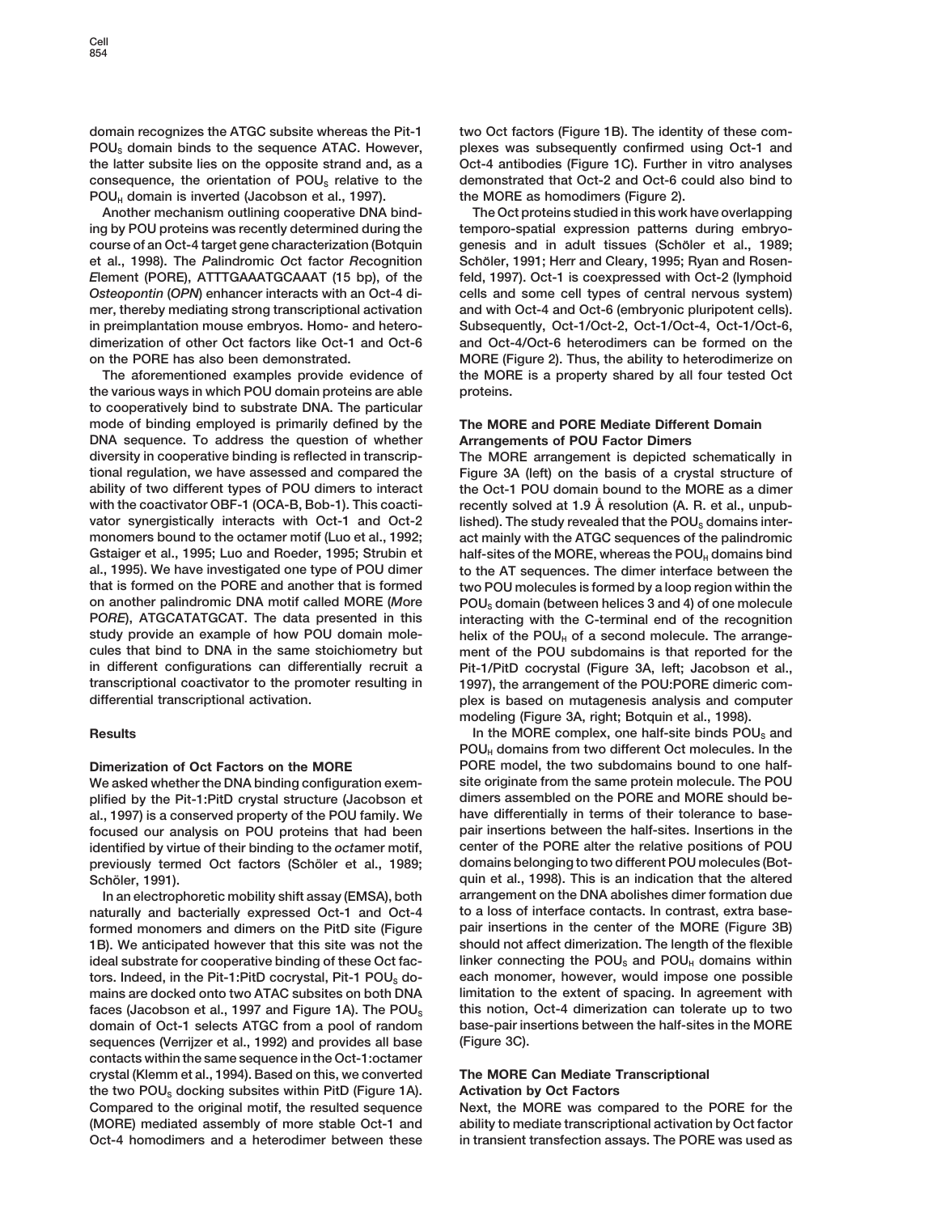domain recognizes the ATGC subsite whereas the Pit-1 $POU_S$ domain binds to the sequence ATAC. However, the latter subsite lies on the opposite strand and, as a consequence, the orientation of $POU_S$ relative to the $POU_H$ domain is inverted (Jacobson et al., 1997).

Another mechanism outlining cooperative DNA binding by POU proteins was recently determined during the course of an Oct-4 target gene characterization (Botquin et al., 1998). The *P*alindromic *O*ct factor *R*ecognition *E*lement (PORE), ATTTGAAATGCAAAT (15 bp), of the *Osteopontin* (*OPN*) enhancer interacts with an Oct-4 dimer, thereby mediating strong transcriptional activation in preimplantation mouse embryos. Homo- and heterodimerization of other Oct factors like Oct-1 and Oct-6 on the PORE has also been demonstrated.

The aforementioned examples provide evidence of the various ways in which POU domain proteins are able to cooperatively bind to substrate DNA. The particular mode of binding employed is primarily defined by the DNA sequence. To address the question of whether diversity in cooperative binding is reflected in transcriptional regulation, we have assessed and compared the ability of two different types of POU dimers to interact with the coactivator OBF-1 (OCA-B, Bob-1). This coactivator synergistically interacts with Oct-1 and Oct-2 monomers bound to the octamer motif (Luo et al., 1992; Gstaiger et al., 1995; Luo and Roeder, 1995; Strubin et al., 1995). We have investigated one type of POU dimer that is formed on the PORE and another that is formed on another palindromic DNA motif called MORE (*M*ore P*ORE*), ATGCATATGCAT. The data presented in this study provide an example of how POU domain molecules that bind to DNA in the same stoichiometry but in different configurations can differentially recruit a transcriptional coactivator to the promoter resulting in differential transcriptional activation.

## Results

### Dimerization of Oct Factors on the MORE

We asked whether the DNA binding configuration exemplified by the Pit-1:PitD crystal structure (Jacobson et al., 1997) is a conserved property of the POU family. We focused our analysis on POU proteins that had been identified by virtue of their binding to the *oct*amer motif, previously termed Oct factors (Schöler et al., 1989; Schöler, 1991).

In an electrophoretic mobility shift assay (EMSA), both naturally and bacterially expressed Oct-1 and Oct-4 formed monomers and dimers on the PitD site (Figure 1B). We anticipated however that this site was not the ideal substrate for cooperative binding of these Oct factors. Indeed, in the Pit-1:PitD cocrystal, Pit-1 $POU_S$ domains are docked onto two ATAC subsites on both DNA faces (Jacobson et al., 1997 and Figure 1A). The $POU_S$ domain of Oct-1 selects ATGC from a pool of random sequences (Verrijzer et al., 1992) and provides all base contacts within the same sequence in the Oct-1:octamer crystal (Klemm et al., 1994). Based on this, we converted the two $POU_S$ docking subsites within PitD (Figure 1A). Compared to the original motif, the resulted sequence (MORE) mediated assembly of more stable Oct-1 and Oct-4 homodimers and a heterodimer between these two Oct factors (Figure 1B). The identity of these complexes was subsequently confirmed using Oct-1 and Oct-4 antibodies (Figure 1C). Further in vitro analyses demonstrated that Oct-2 and Oct-6 could also bind to the MORE as homodimers (Figure 2).

The Oct proteins studied in this work have overlapping temporo-spatial expression patterns during embryogenesis and in adult tissues (Schöler et al., 1989; Schöler, 1991; Herr and Cleary, 1995; Ryan and Rosenfeld, 1997). Oct-1 is coexpressed with Oct-2 (lymphoid cells and some cell types of central nervous system) and with Oct-4 and Oct-6 (embryonic pluripotent cells). Subsequently, Oct-1/Oct-2, Oct-1/Oct-4, Oct-1/Oct-6, and Oct-4/Oct-6 heterodimers can be formed on the MORE (Figure 2). Thus, the ability to heterodimerize on the MORE is a property shared by all four tested Oct proteins.

### The MORE and PORE Mediate Different Domain Arrangements of POU Factor Dimers

The MORE arrangement is depicted schematically in Figure 3A (left) on the basis of a crystal structure of the Oct-1 POU domain bound to the MORE as a dimer recently solved at 1.9 Å resolution (A. R. et al., unpublished). The study revealed that the $POU_S$ domains interact mainly with the ATGC sequences of the palindromic half-sites of the MORE, whereas the $POU_H$ domains bind to the AT sequences. The dimer interface between the two POU molecules is formed by a loop region within the $POU_S$ domain (between helices 3 and 4) of one molecule interacting with the C-terminal end of the recognition helix of the $POU_H$ of a second molecule. The arrangement of the POU subdomains is that reported for the Pit-1/PitD cocrystal (Figure 3A, left; Jacobson et al., 1997), the arrangement of the POU:PORE dimeric complex is based on mutagenesis analysis and computer modeling (Figure 3A, right; Botquin et al., 1998).

In the MORE complex, one half-site binds $POU_S$ and $POU_H$ domains from two different Oct molecules. In the PORE model, the two subdomains bound to one half-site originate from the same protein molecule. The POU dimers assembled on the PORE and MORE should behave differentially in terms of their tolerance to base-pair insertions between the half-sites. Insertions in the center of the PORE alter the relative positions of POU domains belonging to two different POU molecules (Botquin et al., 1998). This is an indication that the altered arrangement on the DNA abolishes dimer formation due to a loss of interface contacts. In contrast, extra base-pair insertions in the center of the MORE (Figure 3B) should not affect dimerization. The length of the flexible linker connecting the $POU_S$ and $POU_H$ domains within each monomer, however, would impose one possible limitation to the extent of spacing. In agreement with this notion, Oct-4 dimerization can tolerate up to two base-pair insertions between the half-sites in the MORE (Figure 3C).

### The MORE Can Mediate Transcriptional Activation by Oct Factors

Next, the MORE was compared to the PORE for the ability to mediate transcriptional activation by Oct factor in transient transfection assays. The PORE was used as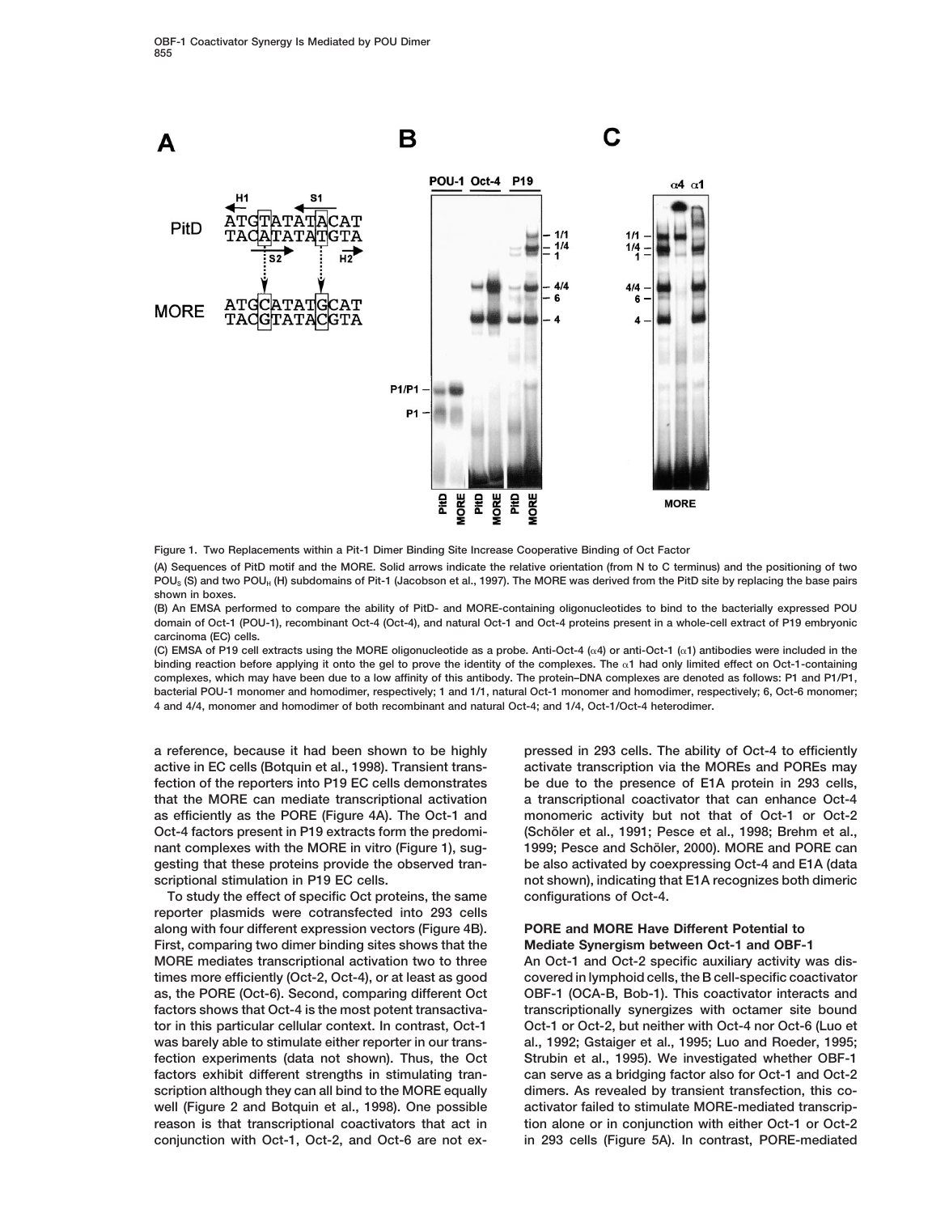Figure 1. Two Replacements within a Pit-1 Dimer Binding Site Increase Cooperative Binding of Oct Factor

(A) Sequences of PitD motif and the MORE. Solid arrows indicate the relative orientation (from N to C terminus) and the positioning of two $POU_S$ (S) and two $POU_H$ (H) subdomains of Pit-1 (Jacobson et al., 1997). The MORE was derived from the PitD site by replacing the base pairs shown in boxes.

(B) An EMSA performed to compare the ability of PitD- and MORE-containing oligonucleotides to bind to the bacterially expressed POU domain of Oct-1 (POU-1), recombinant Oct-4 (Oct-4), and natural Oct-1 and Oct-4 proteins present in a whole-cell extract of P19 embryonic carcinoma (EC) cells.

(C) EMSA of P19 cell extracts using the MORE oligonucleotide as a probe. Anti-Oct-4 (α4) or anti-Oct-1 (α1) antibodies were included in the binding reaction before applying it onto the gel to prove the identity of the complexes. The α1 had only limited effect on Oct-1-containing complexes, which may have been due to a low affinity of this antibody. The protein–DNA complexes are denoted as follows: P1 and P1/P1, bacterial POU-1 monomer and homodimer, respectively; 1 and 1/1, natural Oct-1 monomer and homodimer, respectively; 6, Oct-6 monomer; 4 and 4/4, monomer and homodimer of both recombinant and natural Oct-4; and 1/4, Oct-1/Oct-4 heterodimer.

a reference, because it had been shown to be highly active in EC cells (Botquin et al., 1998). Transient transfection of the reporters into P19 EC cells demonstrates that the MORE can mediate transcriptional activation as efficiently as the PORE (Figure 4A). The Oct-1 and Oct-4 factors present in P19 extracts form the predominant complexes with the MORE in vitro (Figure 1), suggesting that these proteins provide the observed transcriptional stimulation in P19 EC cells.

To study the effect of specific Oct proteins, the same reporter plasmids were cotransfected into 293 cells along with four different expression vectors (Figure 4B). First, comparing two dimer binding sites shows that the MORE mediates transcriptional activation two to three times more efficiently (Oct-2, Oct-4), or at least as good as, the PORE (Oct-6). Second, comparing different Oct factors shows that Oct-4 is the most potent transactivator in this particular cellular context. In contrast, Oct-1 was barely able to stimulate either reporter in our transfection experiments (data not shown). Thus, the Oct factors exhibit different strengths in stimulating transcription although they can all bind to the MORE equally well (Figure 2 and Botquin et al., 1998). One possible reason is that transcriptional coactivators that act in conjunction with Oct-1, Oct-2, and Oct-6 are not expressed in 293 cells. The ability of Oct-4 to efficiently activate transcription via the MOREs and POREs may be due to the presence of E1A protein in 293 cells, a transcriptional coactivator that can enhance Oct-4 monomeric activity but not that of Oct-1 or Oct-2 (Schöler et al., 1991; Pesce et al., 1998; Brehm et al., 1999; Pesce and Schöler, 2000). MORE and PORE can be also activated by coexpressing Oct-4 and E1A (data not shown), indicating that E1A recognizes both dimeric configurations of Oct-4.

## PORE and MORE Have Different Potential to Mediate Synergism between Oct-1 and OBF-1

An Oct-1 and Oct-2 specific auxiliary activity was discovered in lymphoid cells, the B cell-specific coactivator OBF-1 (OCA-B, Bob-1). This coactivator interacts and transcriptionally synergizes with octamer site bound Oct-1 or Oct-2, but neither with Oct-4 nor Oct-6 (Luo et al., 1992; Gstaiger et al., 1995; Luo and Roeder, 1995; Strubin et al., 1995). We investigated whether OBF-1 can serve as a bridging factor also for Oct-1 and Oct-2 dimers. As revealed by transient transfection, this coactivator failed to stimulate MORE-mediated transcription alone or in conjunction with either Oct-1 or Oct-2 in 293 cells (Figure 5A). In contrast, PORE-mediated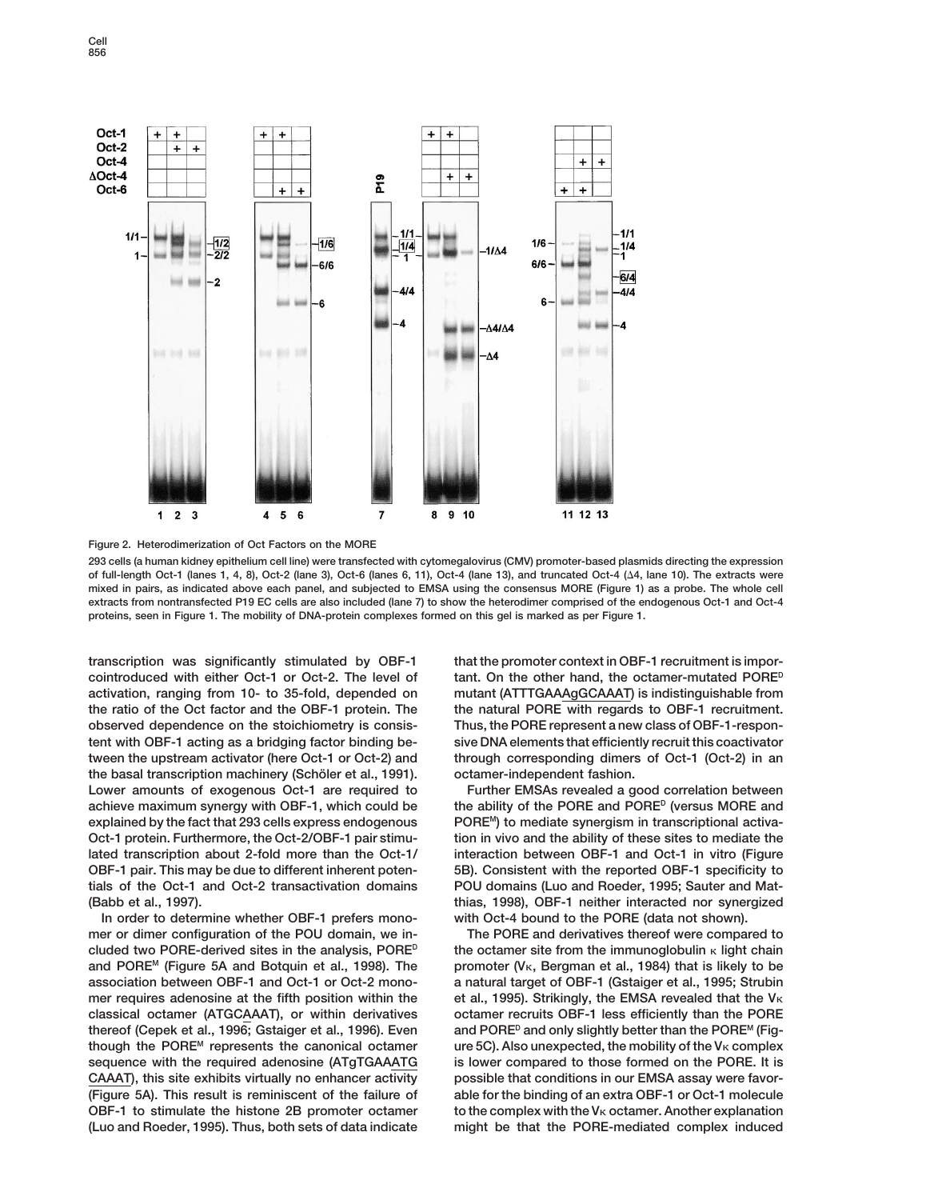Figure 2. Heterodimerization of Oct Factors on the MORE

293 cells (a human kidney epithelium cell line) were transfected with cytomegalovirus (CMV) promoter-based plasmids directing the expression of full-length Oct-1 (lanes 1, 4, 8), Oct-2 (lane 3), Oct-6 (lanes 6, 11), Oct-4 (lane 13), and truncated Oct-4 (Δ4, lane 10). The extracts were mixed in pairs, as indicated above each panel, and subjected to EMSA using the consensus MORE (Figure 1) as a probe. The whole cell extracts from nontransfected P19 EC cells are also included (lane 7) to show the heterodimer comprised of the endogenous Oct-1 and Oct-4 proteins, seen in Figure 1. The mobility of DNA-protein complexes formed on this gel is marked as per Figure 1.

transcription was significantly stimulated by OBF-1 cointroduced with either Oct-1 or Oct-2. The level of activation, ranging from 10- to 35-fold, depended on the ratio of the Oct factor and the OBF-1 protein. The observed dependence on the stoichiometry is consistent with OBF-1 acting as a bridging factor binding between the upstream activator (here Oct-1 or Oct-2) and the basal transcription machinery (Schöler et al., 1991). Lower amounts of exogenous Oct-1 are required to achieve maximum synergy with OBF-1, which could be explained by the fact that 293 cells express endogenous Oct-1 protein. Furthermore, the Oct-2/OBF-1 pair stimulated transcription about 2-fold more than the Oct-1/OBF-1 pair. This may be due to different inherent potentials of the Oct-1 and Oct-2 transactivation domains (Babb et al., 1997).

In order to determine whether OBF-1 prefers monomer or dimer configuration of the POU domain, we included two PORE-derived sites in the analysis, PORE[D] and PORE[M] (Figure 5A and Botquin et al., 1998). The association between OBF-1 and Oct-1 or Oct-2 monomer requires adenosine at the fifth position within the classical octamer (ATGCAAAT), or within derivatives thereof (Cepek et al., 1996; Gstaiger et al., 1996). Even though the PORE[M] represents the canonical octamer sequence with the required adenosine (ATgTGAAATG CAAAT), this site exhibits virtually no enhancer activity (Figure 5A). This result is reminiscent of the failure of OBF-1 to stimulate the histone 2B promoter octamer (Luo and Roeder, 1995). Thus, both sets of data indicate that the promoter context in OBF-1 recruitment is important. On the other hand, the octamer-mutated PORE[D] mutant (ATTTGAAAgGCAAAT) is indistinguishable from the natural PORE with regards to OBF-1 recruitment. Thus, the PORE represent a new class of OBF-1-responsive DNA elements that efficiently recruit this coactivator through corresponding dimers of Oct-1 (Oct-2) in an octamer-independent fashion.

Further EMSAs revealed a good correlation between the ability of the PORE and PORE[D] (versus MORE and PORE[M]) to mediate synergism in transcriptional activation in vivo and the ability of these sites to mediate the interaction between OBF-1 and Oct-1 in vitro (Figure 5B). Consistent with the reported OBF-1 specificity to POU domains (Luo and Roeder, 1995; Sauter and Matthias, 1998), OBF-1 neither interacted nor synergized with Oct-4 bound to the PORE (data not shown).

The PORE and derivatives thereof were compared to the octamer site from the immunoglobulin κ light chain promoter (Vκ, Bergman et al., 1984) that is likely to be a natural target of OBF-1 (Gstaiger et al., 1995; Strubin et al., 1995). Strikingly, the EMSA revealed that the Vκ octamer recruits OBF-1 less efficiently than the PORE and PORE[D] and only slightly better than the PORE[M] (Figure 5C). Also unexpected, the mobility of the Vκ complex is lower compared to those formed on the PORE. It is possible that conditions in our EMSA assay were favorable for the binding of an extra OBF-1 or Oct-1 molecule to the complex with the Vκ octamer. Another explanation might be that the PORE-mediated complex induced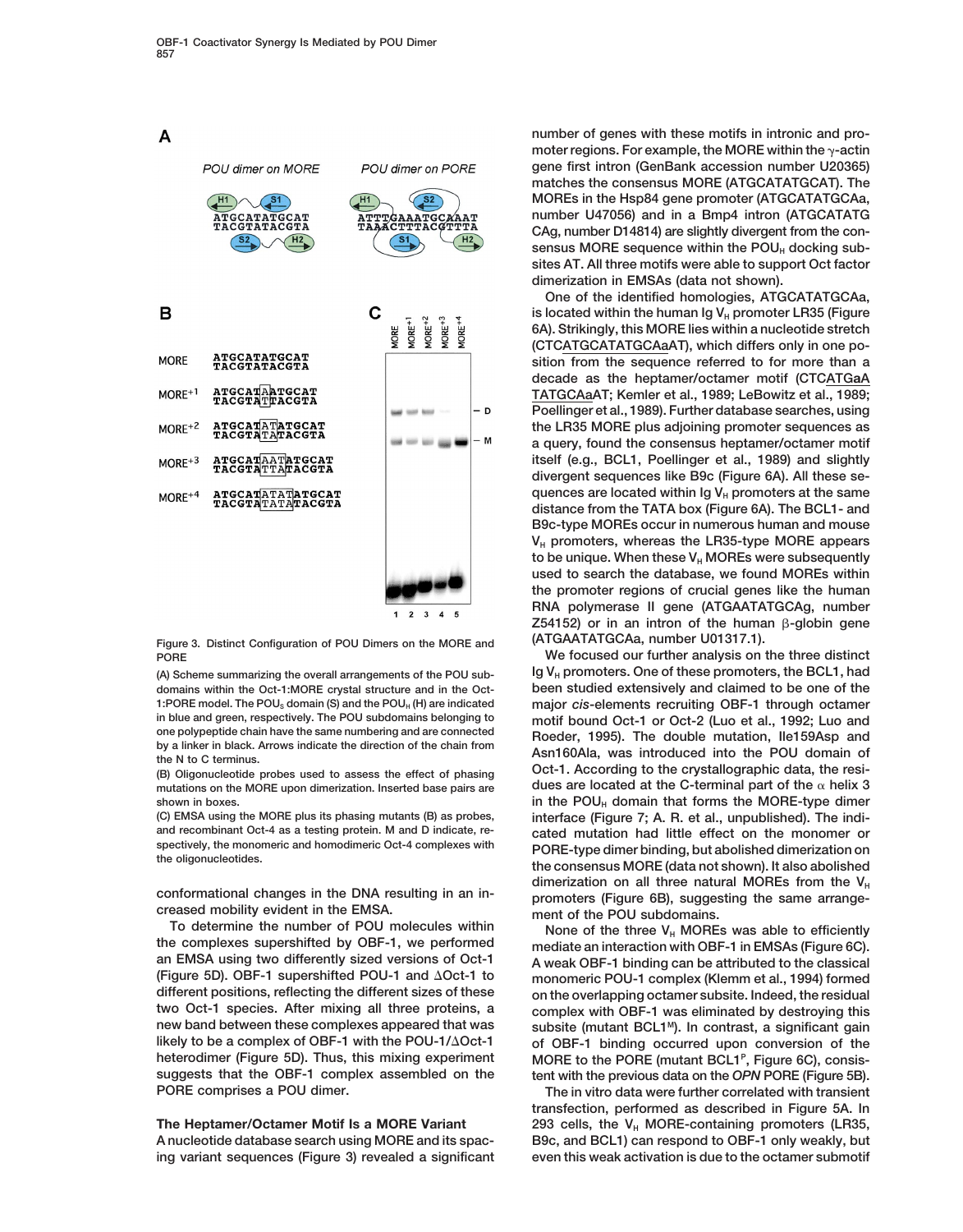conformational changes in the DNA resulting in an increased mobility evident in the EMSA.

To determine the number of POU molecules within the complexes supershifted by OBF-1, we performed an EMSA using two differently sized versions of Oct-1 (Figure 5D). OBF-1 supershifted POU-1 and ΔOct-1 to different positions, reflecting the different sizes of these two Oct-1 species. After mixing all three proteins, a new band between these complexes appeared that was likely to be a complex of OBF-1 with the POU-1/ΔOct-1 heterodimer (Figure 5D). Thus, this mixing experiment suggests that the OBF-1 complex assembled on the PORE comprises a POU dimer.

Figure 3. Distinct Configuration of POU Dimers on the MORE and PORE

(A) Scheme summarizing the overall arrangements of the POU subdomains within the Oct-1:MORE crystal structure and in the Oct-1:PORE model. The $POU_S$ domain (S) and the $POU_H$ (H) are indicated in blue and green, respectively. The POU subdomains belonging to one polypeptide chain have the same numbering and are connected by a linker in black. Arrows indicate the direction of the chain from the N to C terminus.

(B) Oligonucleotide probes used to assess the effect of phasing mutations on the MORE upon dimerization. Inserted base pairs are shown in boxes.

(C) EMSA using the MORE plus its phasing mutants (B) as probes, and recombinant Oct-4 as a testing protein. M and D indicate, respectively, the monomeric and homodimeric Oct-4 complexes with the oligonucleotides.

## The Heptamer/Octamer Motif Is a MORE Variant

A nucleotide database search using MORE and its spacing variant sequences (Figure 3) revealed a significant number of genes with these motifs in intronic and promoter regions. For example, the MORE within the γ-actin gene first intron (GenBank accession number U20365) matches the consensus MORE (ATGCATATGCAT). The MOREs in the Hsp84 gene promoter (ATGCATATGCAa, number U47056) and in a Bmp4 intron (ATGCATATG CAg, number D14814) are slightly divergent from the consensus MORE sequence within the $POU_H$ docking subsites AT. All three motifs were able to support Oct factor dimerization in EMSAs (data not shown).

One of the identified homologies, ATGCATATGCAa, is located within the human Ig $V_H$ promoter LR35 (Figure 6A). Strikingly, this MORE lies within a nucleotide stretch (CTCATGCATATGCAaAT), which differs only in one position from the sequence referred to for more than a decade as the heptamer/octamer motif (CTCATGaATATGCAaAT; Kemler et al., 1989; LeBowitz et al., 1989; Poellinger et al., 1989). Further database searches, using the LR35 MORE plus adjoining promoter sequences as a query, found the consensus heptamer/octamer motif itself (e.g., BCL1, Poellinger et al., 1989) and slightly divergent sequences like B9c (Figure 6A). All these sequences are located within Ig $V_H$ promoters at the same distance from the TATA box (Figure 6A). The BCL1- and B9c-type MOREs occur in numerous human and mouse $V_H$ promoters, whereas the LR35-type MORE appears to be unique. When these $V_H$ MOREs were subsequently used to search the database, we found MOREs within the promoter regions of crucial genes like the human RNA polymerase II gene (ATGAATATGCAg, number Z54152) or in an intron of the human β-globin gene (ATGAATATGCAa, number U01317.1).

We focused our further analysis on the three distinct Ig $V_H$ promoters. One of these promoters, the BCL1, had been studied extensively and claimed to be one of the major *cis*-elements recruiting OBF-1 through octamer motif bound Oct-1 or Oct-2 (Luo et al., 1992; Luo and Roeder, 1995). The double mutation, Ile159Asp and Asn160Ala, was introduced into the POU domain of Oct-1. According to the crystallographic data, the residues are located at the C-terminal part of the α helix 3 in the $POU_H$ domain that forms the MORE-type dimer interface (Figure 7; A. R. et al., unpublished). The indicated mutation had little effect on the monomer or PORE-type dimer binding, but abolished dimerization on the consensus MORE (data not shown). It also abolished dimerization on all three natural MOREs from the $V_H$ promoters (Figure 6B), suggesting the same arrangement of the POU subdomains.

None of the three $V_H$ MOREs was able to efficiently mediate an interaction with OBF-1 in EMSAs (Figure 6C). A weak OBF-1 binding can be attributed to the classical monomeric POU-1 complex (Klemm et al., 1994) formed on the overlapping octamer subsite. Indeed, the residual complex with OBF-1 was eliminated by destroying this subsite (mutant $BCL1^M$). In contrast, a significant gain of OBF-1 binding occurred upon conversion of the MORE to the PORE (mutant $BCL1^P$, Figure 6C), consistent with the previous data on the *OPN* PORE (Figure 5B).

The in vitro data were further correlated with transient transfection, performed as described in Figure 5A. In 293 cells, the $V_H$ MORE-containing promoters (LR35, B9c, and BCL1) can respond to OBF-1 only weakly, but even this weak activation is due to the octamer submotif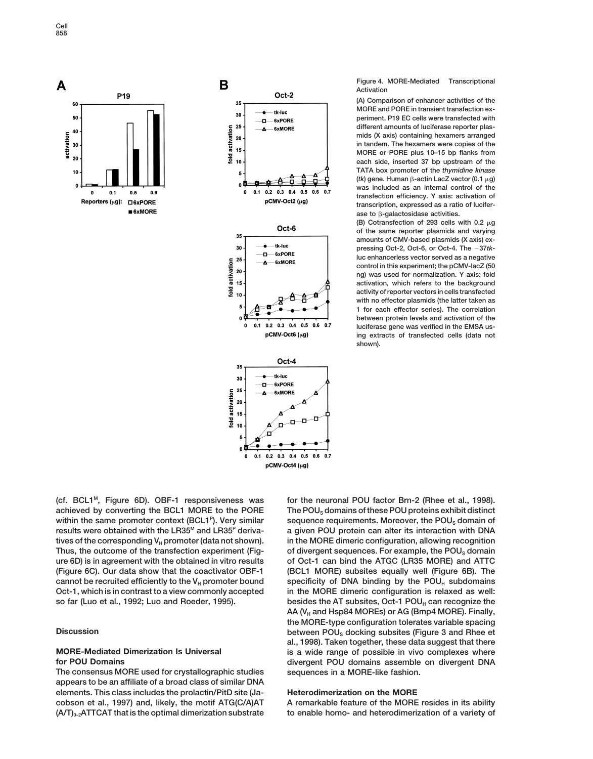Figure 4. MORE-Mediated Transcriptional Activation

(A) Comparison of enhancer activities of the MORE and PORE in transient transfection experiment. P19 EC cells were transfected with different amounts of luciferase reporter plasmids (X axis) containing hexamers arranged in tandem. The hexamers were copies of the MORE or PORE plus 10–15 bp flanks from each side, inserted 37 bp upstream of the TATA box promoter of the *thymidine kinase* (*tk*) gene. Human β-actin LacZ vector (0.1 μg) was included as an internal control of the transfection efficiency. Y axis: activation of transcription, expressed as a ratio of luciferase to β-galactosidase activities.

(B) Cotransfection of 293 cells with 0.2 μg of the same reporter plasmids and varying amounts of CMV-based plasmids (X axis) expressing Oct-2, Oct-6, or Oct-4. The −37*tk*-luc enhancerless vector served as a negative control in this experiment; the pCMV-lacZ (50 ng) was used for normalization. Y axis: fold activation, which refers to the background activity of reporter vectors in cells transfected with no effector plasmids (the latter taken as 1 for each effector series). The correlation between protein levels and activation of the luciferase gene was verified in the EMSA using extracts of transfected cells (data not shown).

(cf. BCL1[M], Figure 6D). OBF-1 responsiveness was achieved by converting the BCL1 MORE to the PORE within the same promoter context (BCL1[P]). Very similar results were obtained with the LR35[M] and LR35[P] derivatives of the corresponding $V_H$ promoter (data not shown). Thus, the outcome of the transfection experiment (Figure 6D) is in agreement with the obtained in vitro results (Figure 6C). Our data show that the coactivator OBF-1 cannot be recruited efficiently to the $V_H$ promoter bound Oct-1, which is in contrast to a view commonly accepted so far (Luo et al., 1992; Luo and Roeder, 1995).

## Discussion

### MORE-Mediated Dimerization Is Universal for POU Domains

The consensus MORE used for crystallographic studies appears to be an affiliate of a broad class of similar DNA elements. This class includes the prolactin/PitD site (Jacobson et al., 1997) and, likely, the motif ATG(C/A)AT $(A/T)_{0-2}$ATTCAT that is the optimal dimerization substrate for the neuronal POU factor Brn-2 (Rhee et al., 1998). The $POU_S$ domains of these POU proteins exhibit distinct sequence requirements. Moreover, the $POU_S$ domain of a given POU protein can alter its interaction with DNA in the MORE dimeric configuration, allowing recognition of divergent sequences. For example, the $POU_S$ domain of Oct-1 can bind the ATGC (LR35 MORE) and ATTC (BCL1 MORE) subsites equally well (Figure 6B). The specificity of DNA binding by the $POU_H$ subdomains in the MORE dimeric configuration is relaxed as well: besides the AT subsites, Oct-1 $POU_H$ can recognize the AA ($V_H$ and Hsp84 MOREs) or AG (Bmp4 MORE). Finally, the MORE-type configuration tolerates variable spacing between $POU_S$ docking subsites (Figure 3 and Rhee et al., 1998). Taken together, these data suggest that there is a wide range of possible in vivo complexes where divergent POU domains assemble on divergent DNA sequences in a MORE-like fashion.

### Heterodimerization on the MORE

A remarkable feature of the MORE resides in its ability to enable homo- and heterodimerization of a variety of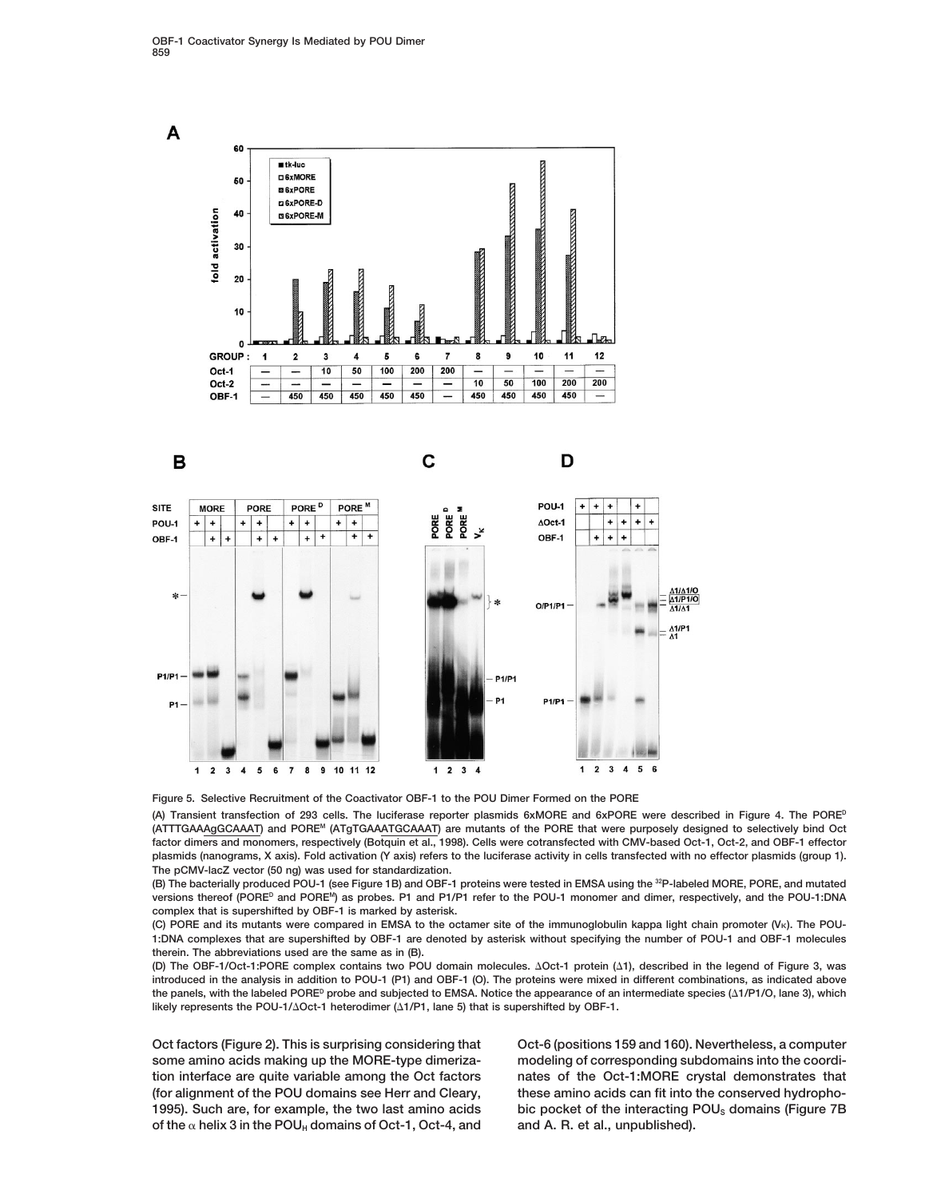Figure 5. Selective Recruitment of the Coactivator OBF-1 to the POU Dimer Formed on the PORE

(A) Transient transfection of 293 cells. The luciferase reporter plasmids 6xMORE and 6xPORE were described in Figure 4. The PORE[D] (ATTTGAAAgGCAAAT) and PORE[M] (ATgTGAAATGCAAAT) are mutants of the PORE that were purposely designed to selectively bind Oct factor dimers and monomers, respectively (Botquin et al., 1998). Cells were cotransfected with CMV-based Oct-1, Oct-2, and OBF-1 effector plasmids (nanograms, X axis). Fold activation (Y axis) refers to the luciferase activity in cells transfected with no effector plasmids (group 1). The pCMV-lacZ vector (50 ng) was used for standardization.

(B) The bacterially produced POU-1 (see Figure 1B) and OBF-1 proteins were tested in EMSA using the [32]P-labeled MORE, PORE, and mutated versions thereof (PORE[D] and PORE[M]) as probes. P1 and P1/P1 refer to the POU-1 monomer and dimer, respectively, and the POU-1:DNA complex that is supershifted by OBF-1 is marked by asterisk.

(C) PORE and its mutants were compared in EMSA to the octamer site of the immunoglobulin kappa light chain promoter ($V\kappa$). The POU-1:DNA complexes that are supershifted by OBF-1 are denoted by asterisk without specifying the number of POU-1 and OBF-1 molecules therein. The abbreviations used are the same as in (B).

(D) The OBF-1/Oct-1:PORE complex contains two POU domain molecules. $\Delta$Oct-1 protein ($\Delta$1), described in the legend of Figure 3, was introduced in the analysis in addition to POU-1 (P1) and OBF-1 (O). The proteins were mixed in different combinations, as indicated above the panels, with the labeled PORE[D] probe and subjected to EMSA. Notice the appearance of an intermediate species ($\Delta$1/P1/O, lane 3), which likely represents the POU-1/$\Delta$Oct-1 heterodimer ($\Delta$1/P1, lane 5) that is supershifted by OBF-1.

Oct factors (Figure 2). This is surprising considering that some amino acids making up the MORE-type dimerization interface are quite variable among the Oct factors (for alignment of the POU domains see Herr and Cleary, 1995). Such are, for example, the two last amino acids of the $\alpha$ helix 3 in the $POU_H$ domains of Oct-1, Oct-4, and Oct-6 (positions 159 and 160). Nevertheless, a computer modeling of corresponding subdomains into the coordinates of the Oct-1:MORE crystal demonstrates that these amino acids can fit into the conserved hydrophobic pocket of the interacting $POU_S$ domains (Figure 7B and A. R. et al., unpublished).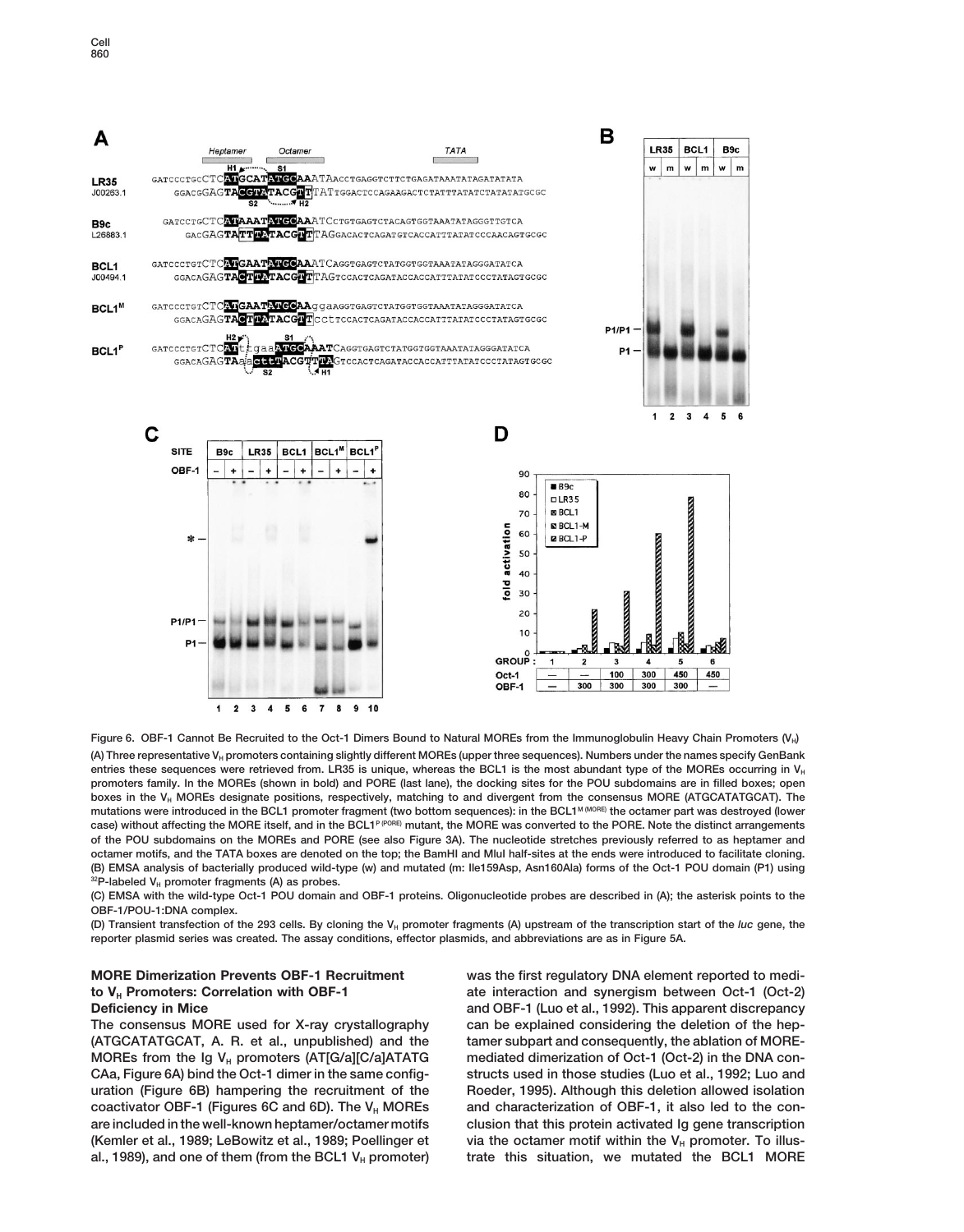Figure 6. OBF-1 Cannot Be Recruited to the Oct-1 Dimers Bound to Natural MOREs from the Immunoglobulin Heavy Chain Promoters ($V_H$)

(A) Three representative $V_H$ promoters containing slightly different MOREs (upper three sequences). Numbers under the names specify GenBank entries these sequences were retrieved from. LR35 is unique, whereas the BCL1 is the most abundant type of the MOREs occurring in $V_H$ promoters family. In the MOREs (shown in bold) and PORE (last lane), the docking sites for the POU subdomains are in filled boxes; open boxes in the $V_H$ MOREs designate positions, respectively, matching to and divergent from the consensus MORE (ATGCATATGCAT). The mutations were introduced in the BCL1 promoter fragment (two bottom sequences): in the BCL1$^{M\ (MORE)}$ the octamer part was destroyed (lower case) without affecting the MORE itself, and in the BCL1$^{P\ (PORE)}$ mutant, the MORE was converted to the PORE. Note the distinct arrangements of the POU subdomains on the MOREs and PORE (see also Figure 3A). The nucleotide stretches previously referred to as heptamer and octamer motifs, and the TATA boxes are denoted on the top; the BamHI and MluI half-sites at the ends were introduced to facilitate cloning.

(B) EMSA analysis of bacterially produced wild-type (w) and mutated (m: Ile159Asp, Asn160Ala) forms of the Oct-1 POU domain (P1) using $^{32}$P-labeled $V_H$ promoter fragments (A) as probes.

(C) EMSA with the wild-type Oct-1 POU domain and OBF-1 proteins. Oligonucleotide probes are described in (A); the asterisk points to the OBF-1/POU-1:DNA complex.

(D) Transient transfection of the 293 cells. By cloning the $V_H$ promoter fragments (A) upstream of the transcription start of the *luc* gene, the reporter plasmid series was created. The assay conditions, effector plasmids, and abbreviations are as in Figure 5A.

### MORE Dimerization Prevents OBF-1 Recruitment to $V_H$ Promoters: Correlation with OBF-1 Deficiency in Mice

The consensus MORE used for X-ray crystallography (ATGCATATGCAT, A. R. et al., unpublished) and the MOREs from the Ig $V_H$ promoters (AT[G/a][C/a]ATATG CAa, Figure 6A) bind the Oct-1 dimer in the same configuration (Figure 6B) hampering the recruitment of the coactivator OBF-1 (Figures 6C and 6D). The $V_H$ MOREs are included in the well-known heptamer/octamer motifs (Kemler et al., 1989; LeBowitz et al., 1989; Poellinger et al., 1989), and one of them (from the BCL1 $V_H$ promoter) was the first regulatory DNA element reported to mediate interaction and synergism between Oct-1 (Oct-2) and OBF-1 (Luo et al., 1992). This apparent discrepancy can be explained considering the deletion of the heptamer subpart and consequently, the ablation of MORE-mediated dimerization of Oct-1 (Oct-2) in the DNA constructs used in those studies (Luo et al., 1992; Luo and Roeder, 1995). Although this deletion allowed isolation and characterization of OBF-1, it also led to the conclusion that this protein activated Ig gene transcription via the octamer motif within the $V_H$ promoter. To illustrate this situation, we mutated the BCL1 MORE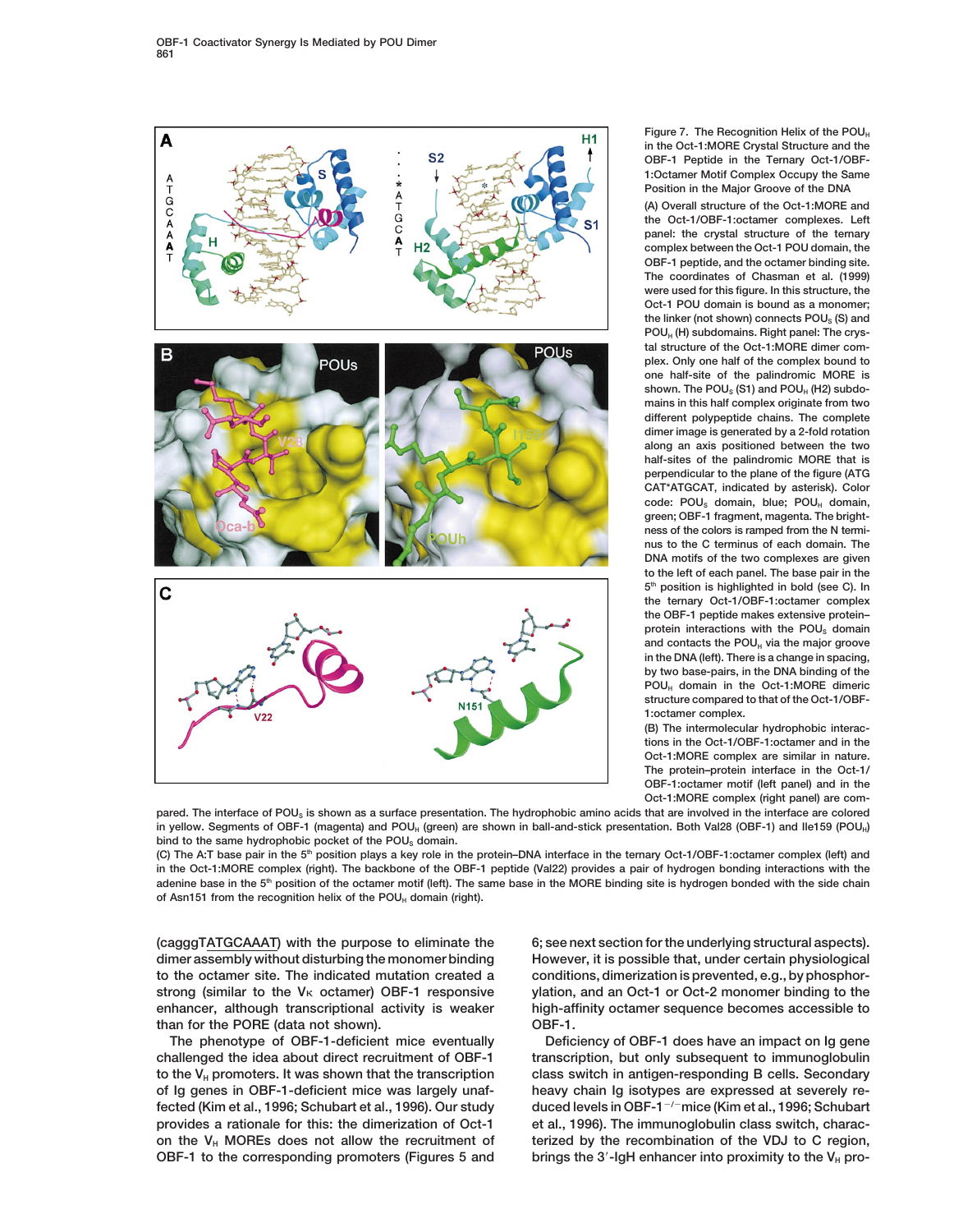Figure 7. The Recognition Helix of the $POU_H$ in the Oct-1:MORE Crystal Structure and the OBF-1 Peptide in the Ternary Oct-1/OBF-1:Octamer Motif Complex Occupy the Same Position in the Major Groove of the DNA

(A) Overall structure of the Oct-1:MORE and the Oct-1/OBF-1:octamer complexes. Left panel: the crystal structure of the ternary complex between the Oct-1 POU domain, the OBF-1 peptide, and the octamer binding site. The coordinates of Chasman et al. (1999) were used for this figure. In this structure, the Oct-1 POU domain is bound as a monomer; the linker (not shown) connects $POU_S$ (S) and $POU_H$ (H) subdomains. Right panel: The crystal structure of the Oct-1:MORE dimer complex. Only one half of the complex bound to one half-site of the palindromic MORE is shown. The $POU_S$ (S1) and $POU_H$ (H2) subdomains in this half complex originate from two different polypeptide chains. The complete dimer image is generated by a 2-fold rotation along an axis positioned between the two half-sites of the palindromic MORE that is perpendicular to the plane of the figure (ATG CAT*ATGCAT, indicated by asterisk). Color code: $POU_S$ domain, blue; $POU_H$ domain, green; OBF-1 fragment, magenta. The brightness of the colors is ramped from the N terminus to the C terminus of each domain. The DNA motifs of the two complexes are given to the left of each panel. The base pair in the 5[th] position is highlighted in bold (see C). In the ternary Oct-1/OBF-1:octamer complex the OBF-1 peptide makes extensive protein–protein interactions with the $POU_S$ domain and contacts the $POU_H$ via the major groove in the DNA (left). There is a change in spacing, by two base-pairs, in the DNA binding of the $POU_H$ domain in the Oct-1:MORE dimeric structure compared to that of the Oct-1/OBF-1:octamer complex.

(B) The intermolecular hydrophobic interactions in the Oct-1/OBF-1:octamer and in the Oct-1:MORE complex are similar in nature. The protein–protein interface in the Oct-1/OBF-1:octamer motif (left panel) and in the Oct-1:MORE complex (right panel) are compared. The interface of $POU_S$ is shown as a surface presentation. The hydrophobic amino acids that are involved in the interface are colored in yellow. Segments of OBF-1 (magenta) and $POU_H$ (green) are shown in ball-and-stick presentation. Both Val28 (OBF-1) and Ile159 ($POU_H$) bind to the same hydrophobic pocket of the $POU_S$ domain.

(C) The A:T base pair in the 5[th] position plays a key role in the protein–DNA interface in the ternary Oct-1/OBF-1:octamer complex (left) and in the Oct-1:MORE complex (right). The backbone of the OBF-1 peptide (Val22) provides a pair of hydrogen bonding interactions with the adenine base in the 5[th] position of the octamer motif (left). The same base in the MORE binding site is hydrogen bonded with the side chain of Asn151 from the recognition helix of the $POU_H$ domain (right).

(cagggTATGCAAAT) with the purpose to eliminate the dimer assembly without disturbing the monomer binding to the octamer site. The indicated mutation created a strong (similar to the $V_\kappa$ octamer) OBF-1 responsive enhancer, although transcriptional activity is weaker than for the PORE (data not shown).

The phenotype of OBF-1-deficient mice eventually challenged the idea about direct recruitment of OBF-1 to the $V_H$ promoters. It was shown that the transcription of Ig genes in OBF-1-deficient mice was largely unaffected (Kim et al., 1996; Schubart et al., 1996). Our study provides a rationale for this: the dimerization of Oct-1 on the $V_H$ MOREs does not allow the recruitment of OBF-1 to the corresponding promoters (Figures 5 and 6; see next section for the underlying structural aspects). However, it is possible that, under certain physiological conditions, dimerization is prevented, e.g., by phosphorylation, and an Oct-1 or Oct-2 monomer binding to the high-affinity octamer sequence becomes accessible to OBF-1.

Deficiency of OBF-1 does have an impact on Ig gene transcription, but only subsequent to immunoglobulin class switch in antigen-responding B cells. Secondary heavy chain Ig isotypes are expressed at severely reduced levels in OBF-1$^{-/-}$ mice (Kim et al., 1996; Schubart et al., 1996). The immunoglobulin class switch, characterized by the recombination of the VDJ to C region, brings the 3′-IgH enhancer into proximity to the $V_H$ pro-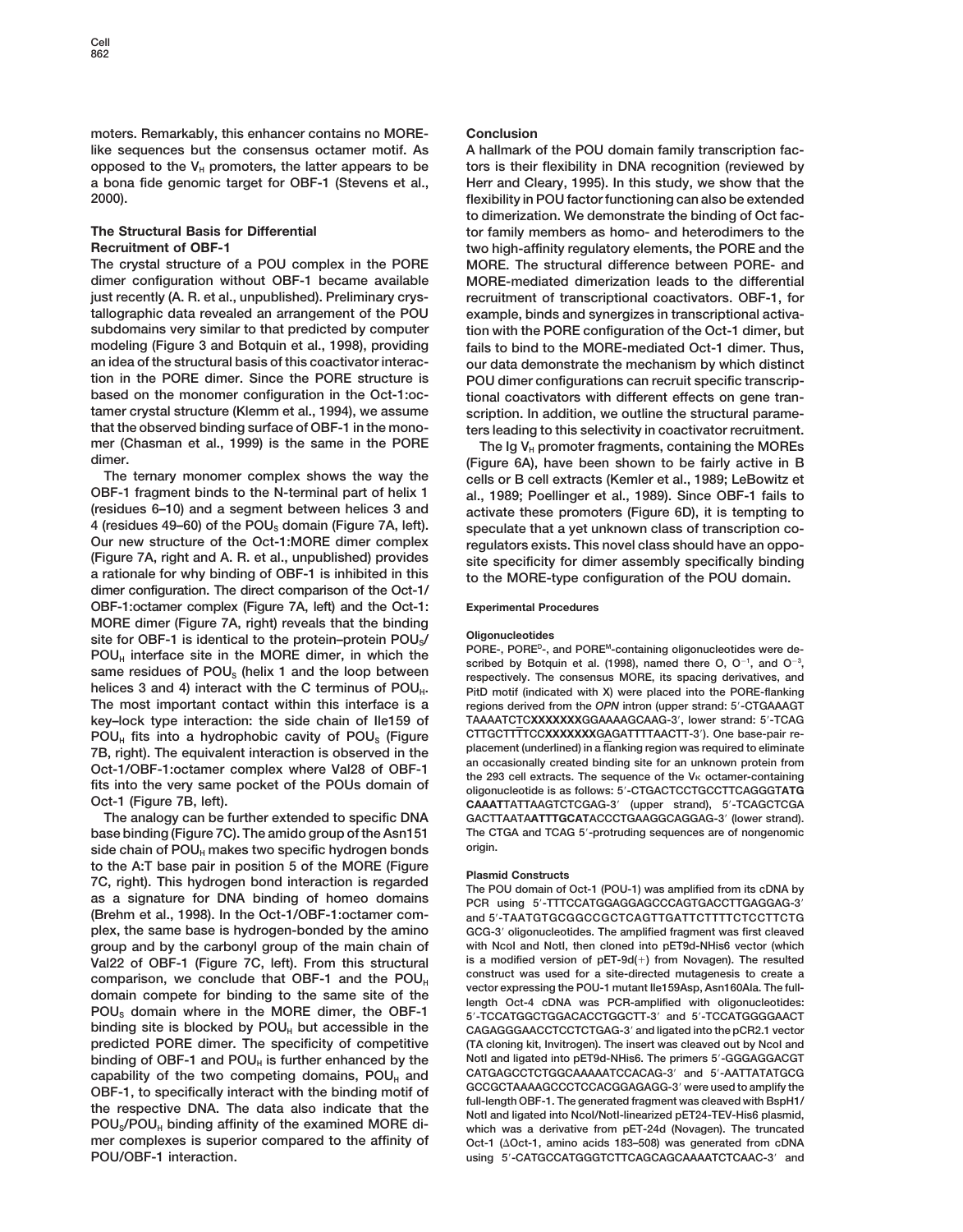moters. Remarkably, this enhancer contains no MORE-like sequences but the consensus octamer motif. As opposed to the $V_H$ promoters, the latter appears to be a bona fide genomic target for OBF-1 (Stevens et al., 2000).

## The Structural Basis for Differential Recruitment of OBF-1

The crystal structure of a POU complex in the PORE dimer configuration without OBF-1 became available just recently (A. R. et al., unpublished). Preliminary crystallographic data revealed an arrangement of the POU subdomains very similar to that predicted by computer modeling (Figure 3 and Botquin et al., 1998), providing an idea of the structural basis of this coactivator interaction in the PORE dimer. Since the PORE structure is based on the monomer configuration in the Oct-1:octamer crystal structure (Klemm et al., 1994), we assume that the observed binding surface of OBF-1 in the monomer (Chasman et al., 1999) is the same in the PORE dimer.

The ternary monomer complex shows the way the OBF-1 fragment binds to the N-terminal part of helix 1 (residues 6–10) and a segment between helices 3 and 4 (residues 49–60) of the $POU_S$ domain (Figure 7A, left). Our new structure of the Oct-1:MORE dimer complex (Figure 7A, right and A. R. et al., unpublished) provides a rationale for why binding of OBF-1 is inhibited in this dimer configuration. The direct comparison of the Oct-1/OBF-1:octamer complex (Figure 7A, left) and the Oct-1:MORE dimer (Figure 7A, right) reveals that the binding site for OBF-1 is identical to the protein–protein $POU_S$/$POU_H$ interface site in the MORE dimer, in which the same residues of $POU_S$ (helix 1 and the loop between helices 3 and 4) interact with the C terminus of $POU_H$. The most important contact within this interface is a key–lock type interaction: the side chain of Ile159 of $POU_H$ fits into a hydrophobic cavity of $POU_S$ (Figure 7B, right). The equivalent interaction is observed in the Oct-1/OBF-1:octamer complex where Val28 of OBF-1 fits into the very same pocket of the POUs domain of Oct-1 (Figure 7B, left).

The analogy can be further extended to specific DNA base binding (Figure 7C). The amido group of the Asn151 side chain of $POU_H$ makes two specific hydrogen bonds to the A:T base pair in position 5 of the MORE (Figure 7C, right). This hydrogen bond interaction is regarded as a signature for DNA binding of homeo domains (Brehm et al., 1998). In the Oct-1/OBF-1:octamer complex, the same base is hydrogen-bonded by the amino group and by the carbonyl group of the main chain of Val22 of OBF-1 (Figure 7C, left). From this structural comparison, we conclude that OBF-1 and the $POU_H$ domain compete for binding to the same site of the $POU_S$ domain where in the MORE dimer, the OBF-1 binding site is blocked by $POU_H$ but accessible in the predicted PORE dimer. The specificity of competitive binding of OBF-1 and $POU_H$ is further enhanced by the capability of the two competing domains, $POU_H$ and OBF-1, to specifically interact with the binding motif of the respective DNA. The data also indicate that the $POU_S$/$POU_H$ binding affinity of the examined MORE dimer complexes is superior compared to the affinity of POU/OBF-1 interaction.

## Conclusion

A hallmark of the POU domain family transcription factors is their flexibility in DNA recognition (reviewed by Herr and Cleary, 1995). In this study, we show that the flexibility in POU factor functioning can also be extended to dimerization. We demonstrate the binding of Oct factor family members as homo- and heterodimers to the two high-affinity regulatory elements, the PORE and the MORE. The structural difference between PORE- and MORE-mediated dimerization leads to the differential recruitment of transcriptional coactivators. OBF-1, for example, binds and synergizes in transcriptional activation with the PORE configuration of the Oct-1 dimer, but fails to bind to the MORE-mediated Oct-1 dimer. Thus, our data demonstrate the mechanism by which distinct POU dimer configurations can recruit specific transcriptional coactivators with different effects on gene transcription. In addition, we outline the structural parameters leading to this selectivity in coactivator recruitment.

The Ig $V_H$ promoter fragments, containing the MOREs (Figure 6A), have been shown to be fairly active in B cells or B cell extracts (Kemler et al., 1989; LeBowitz et al., 1989; Poellinger et al., 1989). Since OBF-1 fails to activate these promoters (Figure 6D), it is tempting to speculate that a yet unknown class of transcription coregulators exists. This novel class should have an opposite specificity for dimer assembly specifically binding to the MORE-type configuration of the POU domain.

## Experimental Procedures

### Oligonucleotides

PORE-, $PORE^D$-, and $PORE^M$-containing oligonucleotides were described by Botquin et al. (1998), named there O, $O^{-1}$, and $O^{-3}$, respectively. The consensus MORE, its spacing derivatives, and PitD motif (indicated with X) were placed into the PORE-flanking regions derived from the *OPN* intron (upper strand: 5′-CTGAAAGTTAAATCTC**XXXXXXX**GGAAAAGCAAG-3′, lower strand: 5′-TCAGCTTGCTTTTCC**XXXXXXX**GAGATTTTAACTT-3′). One base-pair replacement (underlined) in a flanking region was required to eliminate an occasionally created binding site for an unknown protein from the 293 cell extracts. The sequence of the Vκ octamer-containing oligonucleotide is as follows: 5′-CTGACTCCTGCCTTCAGGGT**ATGCAAAT**TATTAAGTCTCGAG-3′ (upper strand), 5′-TCAGCTCGAGACTTAATA**ATTTGCAT**ACCCTGAAGGCAGGAG-3′ (lower strand). The CTGA and TCAG 5′-protruding sequences are of nongenomic origin.

### Plasmid Constructs

The POU domain of Oct-1 (POU-1) was amplified from its cDNA by PCR using 5′-TTTCCATGGAGGAGCCCAGTGACCTTGAGGAG-3′ and 5′-TAATGTGCGGCCGCTCAGTTGATTCTTTTCTCCTTCTGGCG-3′ oligonucleotides. The amplified fragment was first cleaved with NcoI and NotI, then cloned into pET9d-NHis6 vector (which is a modified version of pET-9d(+) from Novagen). The resulted construct was used for a site-directed mutagenesis to create a vector expressing the POU-1 mutant Ile159Asp, Asn160Ala. The full-length Oct-4 cDNA was PCR-amplified with oligonucleotides: 5′-TCCATGGCTGGACACCTGGCTT-3′ and 5′-TCCATGGGGAACTCAGAGGGAACCTCCTCTGAG-3′ and ligated into the pCR2.1 vector (TA cloning kit, Invitrogen). The insert was cleaved out by NcoI and NotI and ligated into pET9d-NHis6. The primers 5′-GGGAGGACGTCATGAGCCTCTGGCAAAAATCCACAG-3′ and 5′-AATTATATGCGGCCGCTAAAAGCCCTCCACGGAGAGG-3′ were used to amplify the full-length OBF-1. The generated fragment was cleaved with BspH1/NotI and ligated into NcoI/NotI-linearized pET24-TEV-His6 plasmid, which was a derivative from pET-24d (Novagen). The truncated Oct-1 (ΔOct-1, amino acids 183–508) was generated from cDNA using 5′-CATGCCATGGGTCTTCAGCAGCAAAATCTCAAC-3′ and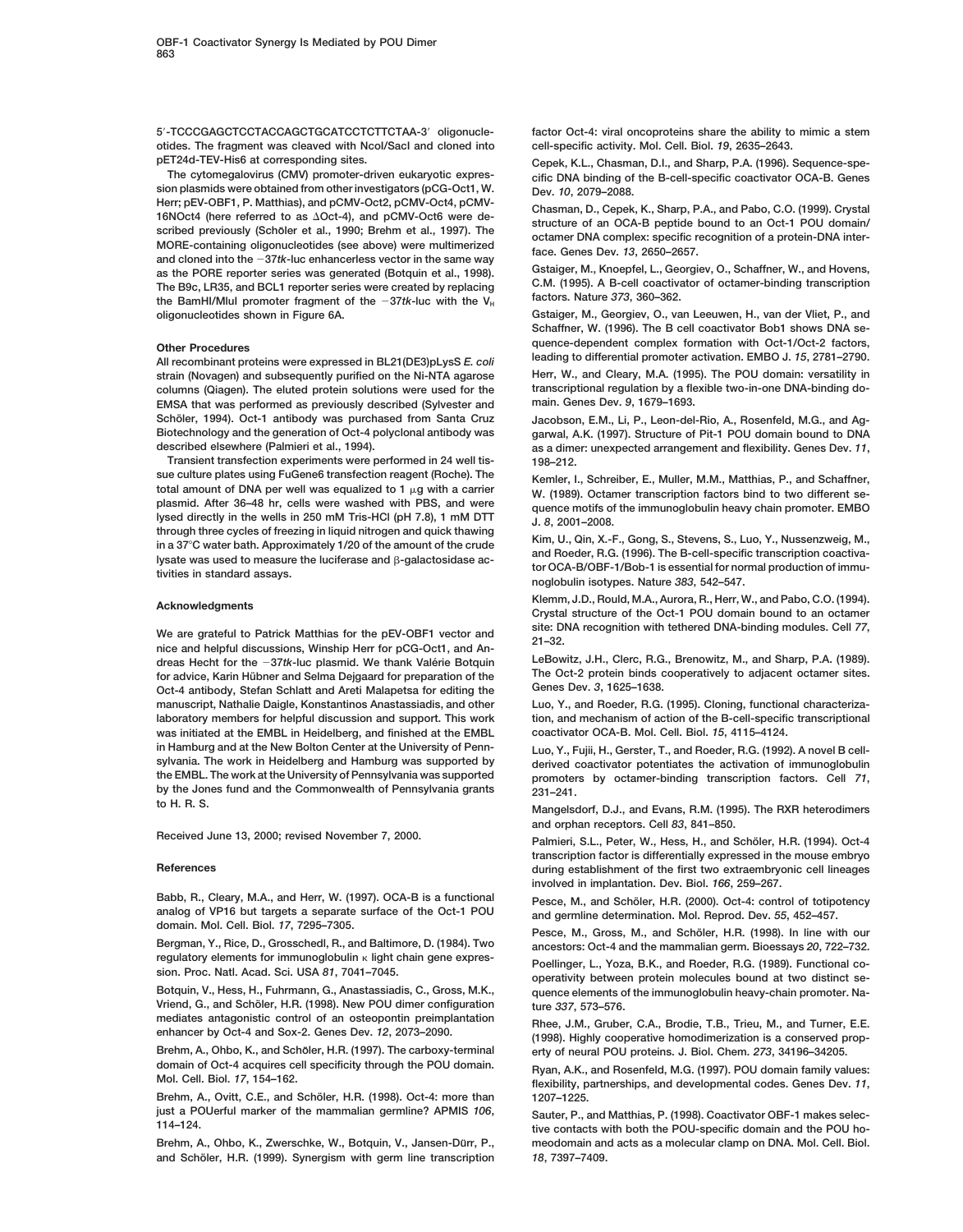5′-TCCCGAGCTCCTACCAGCTGCATCCTCTTCTAA-3′ oligonucleotides. The fragment was cleaved with NcoI/SacI and cloned into pET24d-TEV-His6 at corresponding sites.

The cytomegalovirus (CMV) promoter-driven eukaryotic expression plasmids were obtained from other investigators (pCG-Oct1, W. Herr; pEV-OBF1, P. Matthias), and pCMV-Oct2, pCMV-Oct4, pCMV-16NOct4 (here referred to as ΔOct-4), and pCMV-Oct6 were described previously (Schöler et al., 1990; Brehm et al., 1997). The MORE-containing oligonucleotides (see above) were multimerized and cloned into the −37*tk*-luc enhancerless vector in the same way as the PORE reporter series was generated (Botquin et al., 1998). The B9c, LR35, and BCL1 reporter series were created by replacing the BamHI/MluI promoter fragment of the −37*tk*-luc with the $V_H$ oligonucleotides shown in Figure 6A.

## Other Procedures

All recombinant proteins were expressed in BL21(DE3)pLysS *E. coli* strain (Novagen) and subsequently purified on the Ni-NTA agarose columns (Qiagen). The eluted protein solutions were used for the EMSA that was performed as previously described (Sylvester and Schöler, 1994). Oct-1 antibody was purchased from Santa Cruz Biotechnology and the generation of Oct-4 polyclonal antibody was described elsewhere (Palmieri et al., 1994).

Transient transfection experiments were performed in 24 well tissue culture plates using FuGene6 transfection reagent (Roche). The total amount of DNA per well was equalized to 1 μg with a carrier plasmid. After 36–48 hr, cells were washed with PBS, and were lysed directly in the wells in 250 mM Tris-HCl (pH 7.8), 1 mM DTT through three cycles of freezing in liquid nitrogen and quick thawing in a 37°C water bath. Approximately 1/20 of the amount of the crude lysate was used to measure the luciferase and β-galactosidase activities in standard assays.

## Acknowledgments

We are grateful to Patrick Matthias for the pEV-OBF1 vector and nice and helpful discussions, Winship Herr for pCG-Oct1, and Andreas Hecht for the −37*tk*-luc plasmid. We thank Valérie Botquin for advice, Karin Hübner and Selma Dejgaard for preparation of the Oct-4 antibody, Stefan Schlatt and Areti Malapetsa for editing the manuscript, Nathalie Daigle, Konstantinos Anastassiadis, and other laboratory members for helpful discussion and support. This work was initiated at the EMBL in Heidelberg, and finished at the EMBL in Hamburg and at the New Bolton Center at the University of Pennsylvania. The work in Heidelberg and Hamburg was supported by the EMBL. The work at the University of Pennsylvania was supported by the Jones fund and the Commonwealth of Pennsylvania grants to H. R. S.

Received June 13, 2000; revised November 7, 2000.

## References

Babb, R., Cleary, M.A., and Herr, W. (1997). OCA-B is a functional analog of VP16 but targets a separate surface of the Oct-1 POU domain. Mol. Cell. Biol. *17*, 7295–7305.

Bergman, Y., Rice, D., Grosschedl, R., and Baltimore, D. (1984). Two regulatory elements for immunoglobulin κ light chain gene expression. Proc. Natl. Acad. Sci. USA *81*, 7041–7045.

Botquin, V., Hess, H., Fuhrmann, G., Anastassiadis, C., Gross, M.K., Vriend, G., and Schöler, H.R. (1998). New POU dimer configuration mediates antagonistic control of an osteopontin preimplantation enhancer by Oct-4 and Sox-2. Genes Dev. *12*, 2073–2090.

Brehm, A., Ohbo, K., and Schöler, H.R. (1997). The carboxy-terminal domain of Oct-4 acquires cell specificity through the POU domain. Mol. Cell. Biol. *17*, 154–162.

Brehm, A., Ovitt, C.E., and Schöler, H.R. (1998). Oct-4: more than just a POUerful marker of the mammalian germline? APMIS *106*, 114–124.

Brehm, A., Ohbo, K., Zwerschke, W., Botquin, V., Jansen-Dürr, P., and Schöler, H.R. (1999). Synergism with germ line transcription factor Oct-4: viral oncoproteins share the ability to mimic a stem cell-specific activity. Mol. Cell. Biol. *19*, 2635–2643.

Cepek, K.L., Chasman, D.I., and Sharp, P.A. (1996). Sequence-specific DNA binding of the B-cell-specific coactivator OCA-B. Genes Dev. *10*, 2079–2088.

Chasman, D., Cepek, K., Sharp, P.A., and Pabo, C.O. (1999). Crystal structure of an OCA-B peptide bound to an Oct-1 POU domain/octamer DNA complex: specific recognition of a protein-DNA interface. Genes Dev. *13*, 2650–2657.

Gstaiger, M., Knoepfel, L., Georgiev, O., Schaffner, W., and Hovens, C.M. (1995). A B-cell coactivator of octamer-binding transcription factors. Nature *373*, 360–362.

Gstaiger, M., Georgiev, O., van Leeuwen, H., van der Vliet, P., and Schaffner, W. (1996). The B cell coactivator Bob1 shows DNA sequence-dependent complex formation with Oct-1/Oct-2 factors, leading to differential promoter activation. EMBO J. *15*, 2781–2790.

Herr, W., and Cleary, M.A. (1995). The POU domain: versatility in transcriptional regulation by a flexible two-in-one DNA-binding domain. Genes Dev. *9*, 1679–1693.

Jacobson, E.M., Li, P., Leon-del-Rio, A., Rosenfeld, M.G., and Aggarwal, A.K. (1997). Structure of Pit-1 POU domain bound to DNA as a dimer: unexpected arrangement and flexibility. Genes Dev. *11*, 198–212.

Kemler, I., Schreiber, E., Muller, M.M., Matthias, P., and Schaffner, W. (1989). Octamer transcription factors bind to two different sequence motifs of the immunoglobulin heavy chain promoter. EMBO J. *8*, 2001–2008.

Kim, U., Qin, X.-F., Gong, S., Stevens, S., Luo, Y., Nussenzweig, M., and Roeder, R.G. (1996). The B-cell-specific transcription coactivator OCA-B/OBF-1/Bob-1 is essential for normal production of immunoglobulin isotypes. Nature *383*, 542–547.

Klemm, J.D., Rould, M.A., Aurora, R., Herr, W., and Pabo, C.O. (1994). Crystal structure of the Oct-1 POU domain bound to an octamer site: DNA recognition with tethered DNA-binding modules. Cell *77*, 21–32.

LeBowitz, J.H., Clerc, R.G., Brenowitz, M., and Sharp, P.A. (1989). The Oct-2 protein binds cooperatively to adjacent octamer sites. Genes Dev. *3*, 1625–1638.

Luo, Y., and Roeder, R.G. (1995). Cloning, functional characterization, and mechanism of action of the B-cell-specific transcriptional coactivator OCA-B. Mol. Cell. Biol. *15*, 4115–4124.

Luo, Y., Fujii, H., Gerster, T., and Roeder, R.G. (1992). A novel B cell-derived coactivator potentiates the activation of immunoglobulin promoters by octamer-binding transcription factors. Cell *71*, 231–241.

Mangelsdorf, D.J., and Evans, R.M. (1995). The RXR heterodimers and orphan receptors. Cell *83*, 841–850.

Palmieri, S.L., Peter, W., Hess, H., and Schöler, H.R. (1994). Oct-4 transcription factor is differentially expressed in the mouse embryo during establishment of the first two extraembryonic cell lineages involved in implantation. Dev. Biol. *166*, 259–267.

Pesce, M., and Schöler, H.R. (2000). Oct-4: control of totipotency and germline determination. Mol. Reprod. Dev. *55*, 452–457.

Pesce, M., Gross, M., and Schöler, H.R. (1998). In line with our ancestors: Oct-4 and the mammalian germ. Bioessays *20*, 722–732.

Poellinger, L., Yoza, B.K., and Roeder, R.G. (1989). Functional cooperativity between protein molecules bound at two distinct sequence elements of the immunoglobulin heavy-chain promoter. Nature *337*, 573–576.

Rhee, J.M., Gruber, C.A., Brodie, T.B., Trieu, M., and Turner, E.E. (1998). Highly cooperative homodimerization is a conserved property of neural POU proteins. J. Biol. Chem. *273*, 34196–34205.

Ryan, A.K., and Rosenfeld, M.G. (1997). POU domain family values: flexibility, partnerships, and developmental codes. Genes Dev. *11*, 1207–1225.

Sauter, P., and Matthias, P. (1998). Coactivator OBF-1 makes selective contacts with both the POU-specific domain and the POU homeodomain and acts as a molecular clamp on DNA. Mol. Cell. Biol. *18*, 7397–7409.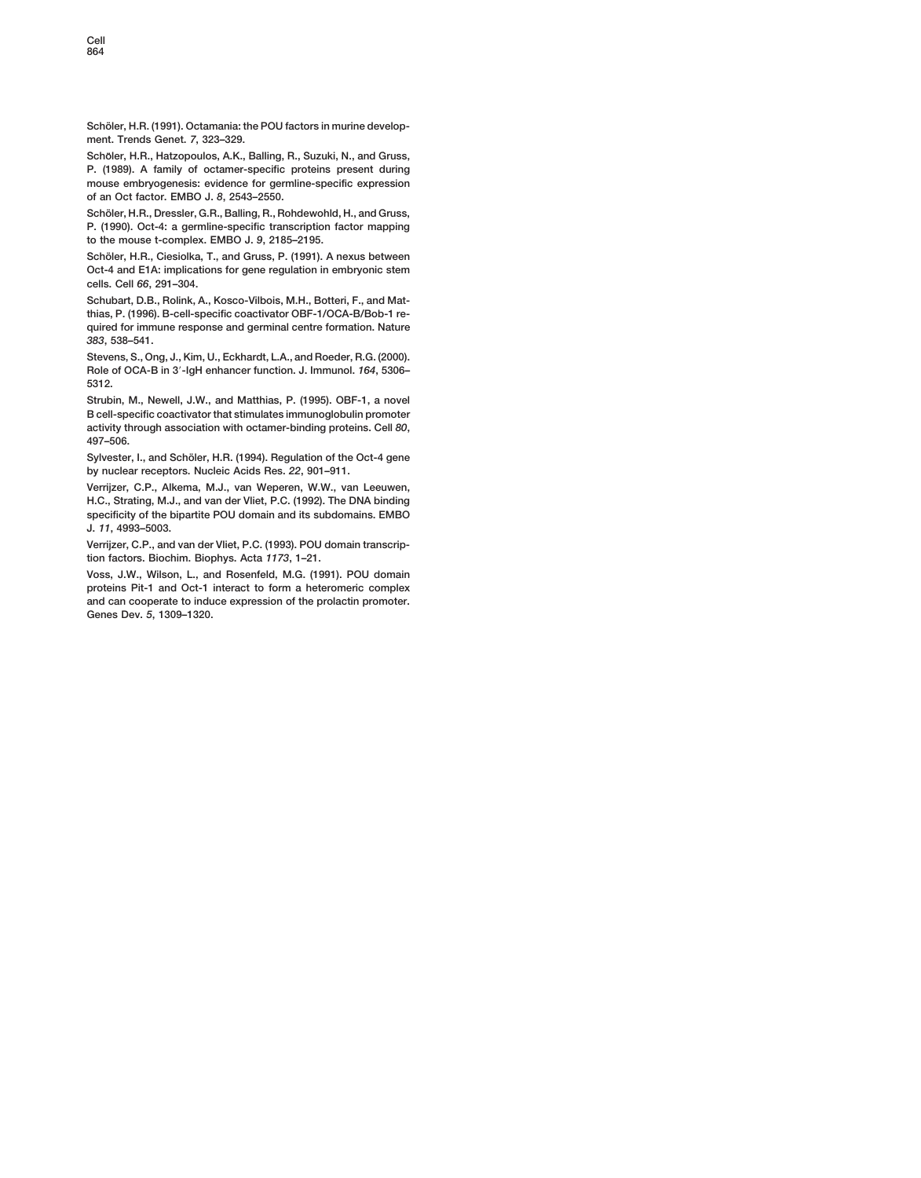Schöler, H.R. (1991). Octamania: the POU factors in murine development. Trends Genet. *7*, 323–329.

Schöler, H.R., Hatzopoulos, A.K., Balling, R., Suzuki, N., and Gruss, P. (1989). A family of octamer-specific proteins present during mouse embryogenesis: evidence for germline-specific expression of an Oct factor. EMBO J. *8*, 2543–2550.

Schöler, H.R., Dressler, G.R., Balling, R., Rohdewohld, H., and Gruss, P. (1990). Oct-4: a germline-specific transcription factor mapping to the mouse t-complex. EMBO J. *9*, 2185–2195.

Schöler, H.R., Ciesiolka, T., and Gruss, P. (1991). A nexus between Oct-4 and E1A: implications for gene regulation in embryonic stem cells. Cell *66*, 291–304.

Schubart, D.B., Rolink, A., Kosco-Vilbois, M.H., Botteri, F., and Matthias, P. (1996). B-cell-specific coactivator OBF-1/OCA-B/Bob-1 required for immune response and germinal centre formation. Nature *383*, 538–541.

Stevens, S., Ong, J., Kim, U., Eckhardt, L.A., and Roeder, R.G. (2000). Role of OCA-B in 3′-IgH enhancer function. J. Immunol. *164*, 5306–5312.

Strubin, M., Newell, J.W., and Matthias, P. (1995). OBF-1, a novel B cell-specific coactivator that stimulates immunoglobulin promoter activity through association with octamer-binding proteins. Cell *80*, 497–506.

Sylvester, I., and Schöler, H.R. (1994). Regulation of the Oct-4 gene by nuclear receptors. Nucleic Acids Res. *22*, 901–911.

Verrijzer, C.P., Alkema, M.J., van Weperen, W.W., van Leeuwen, H.C., Strating, M.J., and van der Vliet, P.C. (1992). The DNA binding specificity of the bipartite POU domain and its subdomains. EMBO J. *11*, 4993–5003.

Verrijzer, C.P., and van der Vliet, P.C. (1993). POU domain transcription factors. Biochim. Biophys. Acta *1173*, 1–21.

Voss, J.W., Wilson, L., and Rosenfeld, M.G. (1991). POU domain proteins Pit-1 and Oct-1 interact to form a heteromeric complex and can cooperate to induce expression of the prolactin promoter. Genes Dev. *5*, 1309–1320.